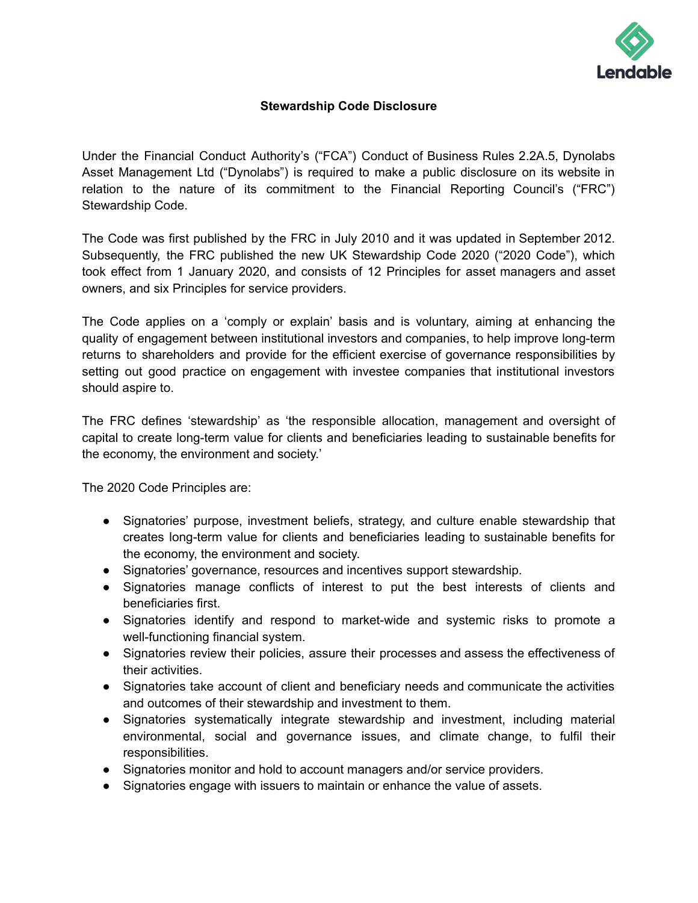## Stewardship Code Disclosure

Under the Financial Conduct Authority's ("FCA") Conduct of Business Rules 2.2A.5, Dynolabs Asset Management Ltd ("Dynolabs") is required to make a public disclosure on its website in relation to the nature of its commitment to the Financial Reporting Council's ("FRC") Stewardship Code.

The Code was first published by the FRC in July 2010 and it was updated in September 2012. Subsequently, the FRC published the new UK Stewardship Code 2020 ("2020 Code"), which took effect from 1 January 2020, and consists of 12 Principles for asset managers and asset owners, and six Principles for service providers.

The Code applies on a 'comply or explain' basis and is voluntary, aiming at enhancing the quality of engagement between institutional investors and companies, to help improve long-term returns to shareholders and provide for the efficient exercise of governance responsibilities by setting out good practice on engagement with investee companies that institutional investors should aspire to.

The FRC defines 'stewardship' as 'the responsible allocation, management and oversight of capital to create long-term value for clients and beneficiaries leading to sustainable benefits for the economy, the environment and society.'

The 2020 Code Principles are:

- Signatories' purpose, investment beliefs, strategy, and culture enable stewardship that creates long-term value for clients and beneficiaries leading to sustainable benefits for the economy, the environment and society.
- Signatories' governance, resources and incentives support stewardship.
- Signatories manage conflicts of interest to put the best interests of clients and beneficiaries first.
- Signatories identify and respond to market-wide and systemic risks to promote a well-functioning financial system.
- Signatories review their policies, assure their processes and assess the effectiveness of their activities.
- Signatories take account of client and beneficiary needs and communicate the activities and outcomes of their stewardship and investment to them.
- Signatories systematically integrate stewardship and investment, including material environmental, social and governance issues, and climate change, to fulfil their responsibilities.
- Signatories monitor and hold to account managers and/or service providers.
- Signatories engage with issuers to maintain or enhance the value of assets.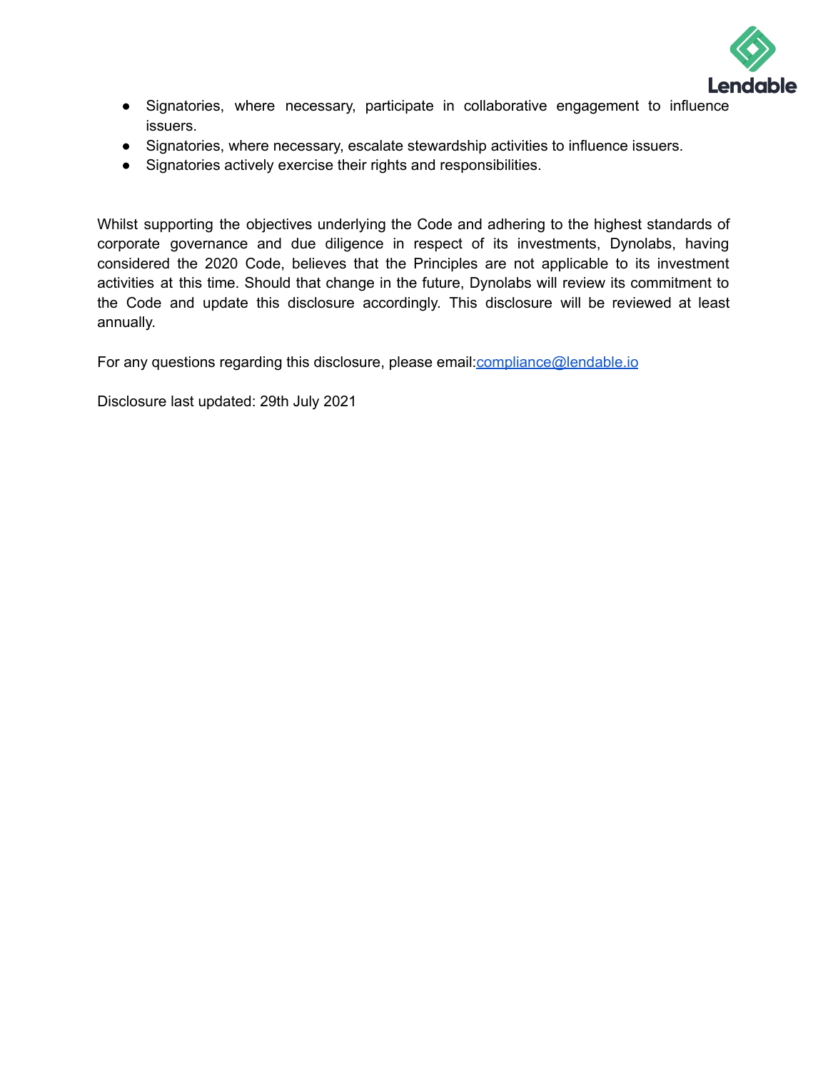- Signatories, where necessary, participate in collaborative engagement to influence issuers.
- Signatories, where necessary, escalate stewardship activities to influence issuers.
- Signatories actively exercise their rights and responsibilities.

Whilst supporting the objectives underlying the Code and adhering to the highest standards of corporate governance and due diligence in respect of its investments, Dynolabs, having considered the 2020 Code, believes that the Principles are not applicable to its investment activities at this time. Should that change in the future, Dynolabs will review its commitment to the Code and update this disclosure accordingly. This disclosure will be reviewed at least annually.

For any questions regarding this disclosure, please email:compliance@lendable.io

Disclosure last updated: 29th July 2021